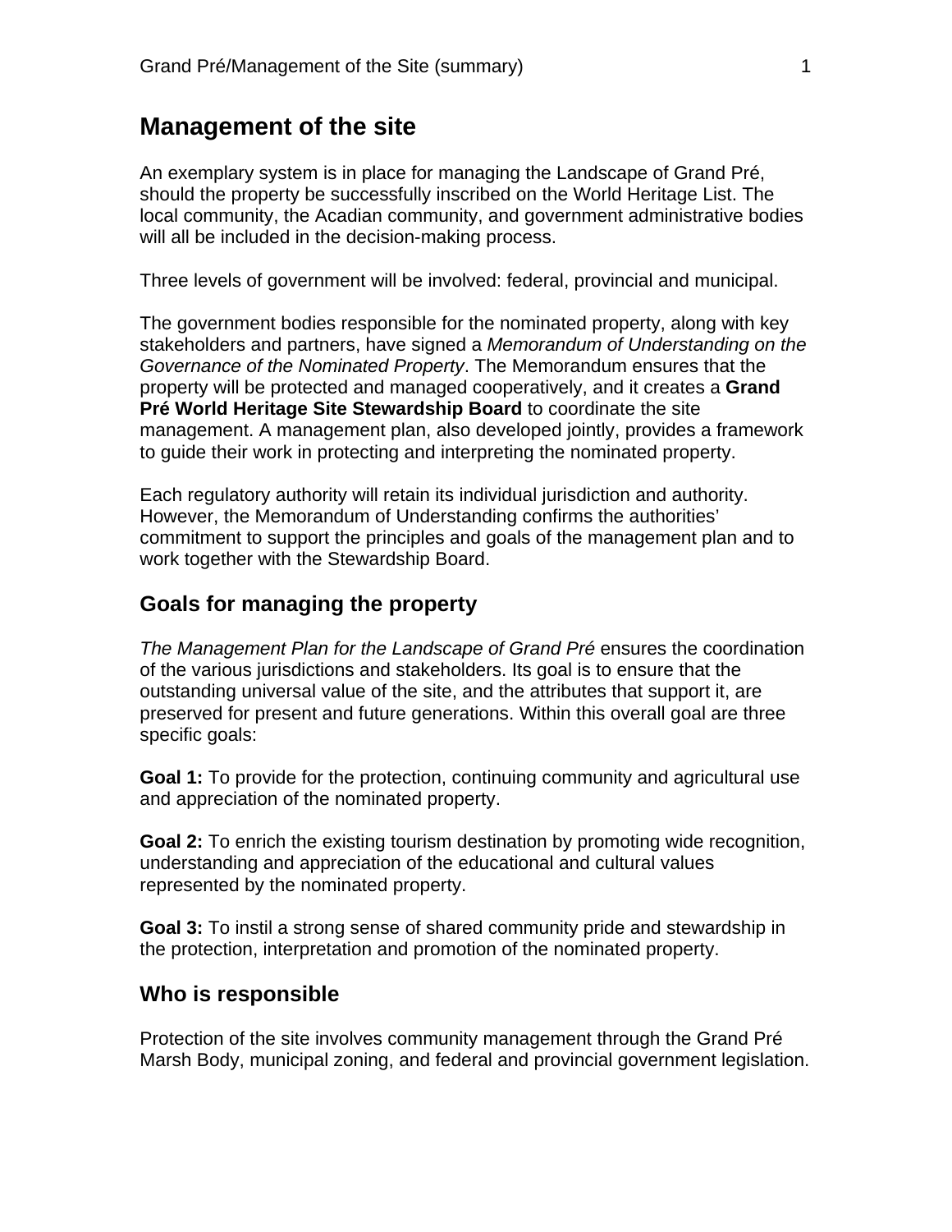# Management of the site

An exemplary system is in place for managing the Landscape of Grand Pré, should the property be successfully inscribed on the World Heritage List. The local community, the Acadian community, and government administrative bodies will all be included in the decision-making process.

Three levels of government will be involved: federal, provincial and municipal.

The government bodies responsible for the nominated property, along with key stakeholders and partners, have signed a *Memorandum of Understanding on the Governance of the Nominated Property*. The Memorandum ensures that the property will be protected and managed cooperatively, and it creates a **Grand Pré World Heritage Site Stewardship Board** to coordinate the site management. A management plan, also developed jointly, provides a framework to guide their work in protecting and interpreting the nominated property.

Each regulatory authority will retain its individual jurisdiction and authority. However, the Memorandum of Understanding confirms the authorities' commitment to support the principles and goals of the management plan and to work together with the Stewardship Board.

## Goals for managing the property

*The Management Plan for the Landscape of Grand Pré* ensures the coordination of the various jurisdictions and stakeholders. Its goal is to ensure that the outstanding universal value of the site, and the attributes that support it, are preserved for present and future generations. Within this overall goal are three specific goals:

**Goal 1:** To provide for the protection, continuing community and agricultural use and appreciation of the nominated property.

**Goal 2:** To enrich the existing tourism destination by promoting wide recognition, understanding and appreciation of the educational and cultural values represented by the nominated property.

**Goal 3:** To instil a strong sense of shared community pride and stewardship in the protection, interpretation and promotion of the nominated property.

## Who is responsible

Protection of the site involves community management through the Grand Pré Marsh Body, municipal zoning, and federal and provincial government legislation.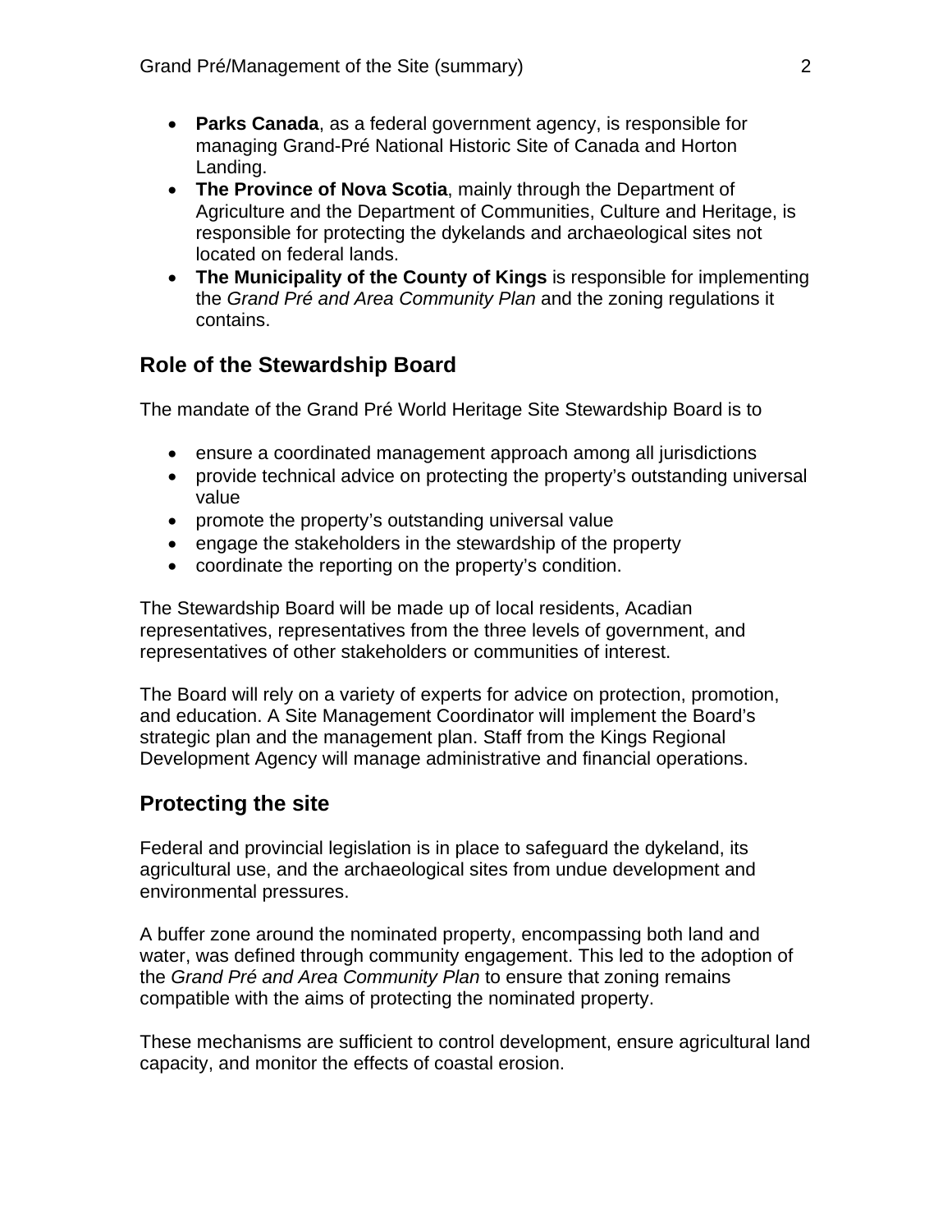- **Parks Canada**, as a federal government agency, is responsible for managing Grand-Pré National Historic Site of Canada and Horton Landing.
- **The Province of Nova Scotia**, mainly through the Department of Agriculture and the Department of Communities, Culture and Heritage, is responsible for protecting the dykelands and archaeological sites not located on federal lands.
- **The Municipality of the County of Kings** is responsible for implementing the *Grand Pré and Area Community Plan* and the zoning regulations it contains.

## Role of the Stewardship Board

The mandate of the Grand Pré World Heritage Site Stewardship Board is to

- ensure a coordinated management approach among all jurisdictions
- provide technical advice on protecting the property's outstanding universal value
- promote the property's outstanding universal value
- engage the stakeholders in the stewardship of the property
- coordinate the reporting on the property's condition.

The Stewardship Board will be made up of local residents, Acadian representatives, representatives from the three levels of government, and representatives of other stakeholders or communities of interest.

The Board will rely on a variety of experts for advice on protection, promotion, and education. A Site Management Coordinator will implement the Board's strategic plan and the management plan. Staff from the Kings Regional Development Agency will manage administrative and financial operations.

## Protecting the site

Federal and provincial legislation is in place to safeguard the dykeland, its agricultural use, and the archaeological sites from undue development and environmental pressures.

A buffer zone around the nominated property, encompassing both land and water, was defined through community engagement. This led to the adoption of the *Grand Pré and Area Community Plan* to ensure that zoning remains compatible with the aims of protecting the nominated property.

These mechanisms are sufficient to control development, ensure agricultural land capacity, and monitor the effects of coastal erosion.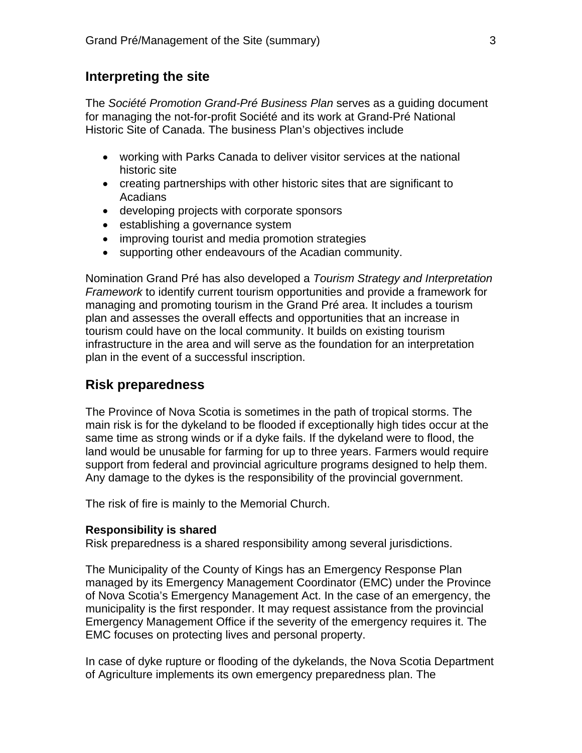## Interpreting the site

The *Société Promotion Grand-Pré Business Plan* serves as a guiding document for managing the not-for-profit Société and its work at Grand-Pré National Historic Site of Canada. The business Plan's objectives include

- working with Parks Canada to deliver visitor services at the national historic site
- creating partnerships with other historic sites that are significant to Acadians
- developing projects with corporate sponsors
- establishing a governance system
- improving tourist and media promotion strategies
- supporting other endeavours of the Acadian community.

Nomination Grand Pré has also developed a *Tourism Strategy and Interpretation Framework* to identify current tourism opportunities and provide a framework for managing and promoting tourism in the Grand Pré area. It includes a tourism plan and assesses the overall effects and opportunities that an increase in tourism could have on the local community. It builds on existing tourism infrastructure in the area and will serve as the foundation for an interpretation plan in the event of a successful inscription.

## Risk preparedness

The Province of Nova Scotia is sometimes in the path of tropical storms. The main risk is for the dykeland to be flooded if exceptionally high tides occur at the same time as strong winds or if a dyke fails. If the dykeland were to flood, the land would be unusable for farming for up to three years. Farmers would require support from federal and provincial agriculture programs designed to help them. Any damage to the dykes is the responsibility of the provincial government.

The risk of fire is mainly to the Memorial Church.

**Responsibility is shared**
Risk preparedness is a shared responsibility among several jurisdictions.

The Municipality of the County of Kings has an Emergency Response Plan managed by its Emergency Management Coordinator (EMC) under the Province of Nova Scotia's Emergency Management Act. In the case of an emergency, the municipality is the first responder. It may request assistance from the provincial Emergency Management Office if the severity of the emergency requires it. The EMC focuses on protecting lives and personal property.

In case of dyke rupture or flooding of the dykelands, the Nova Scotia Department of Agriculture implements its own emergency preparedness plan. The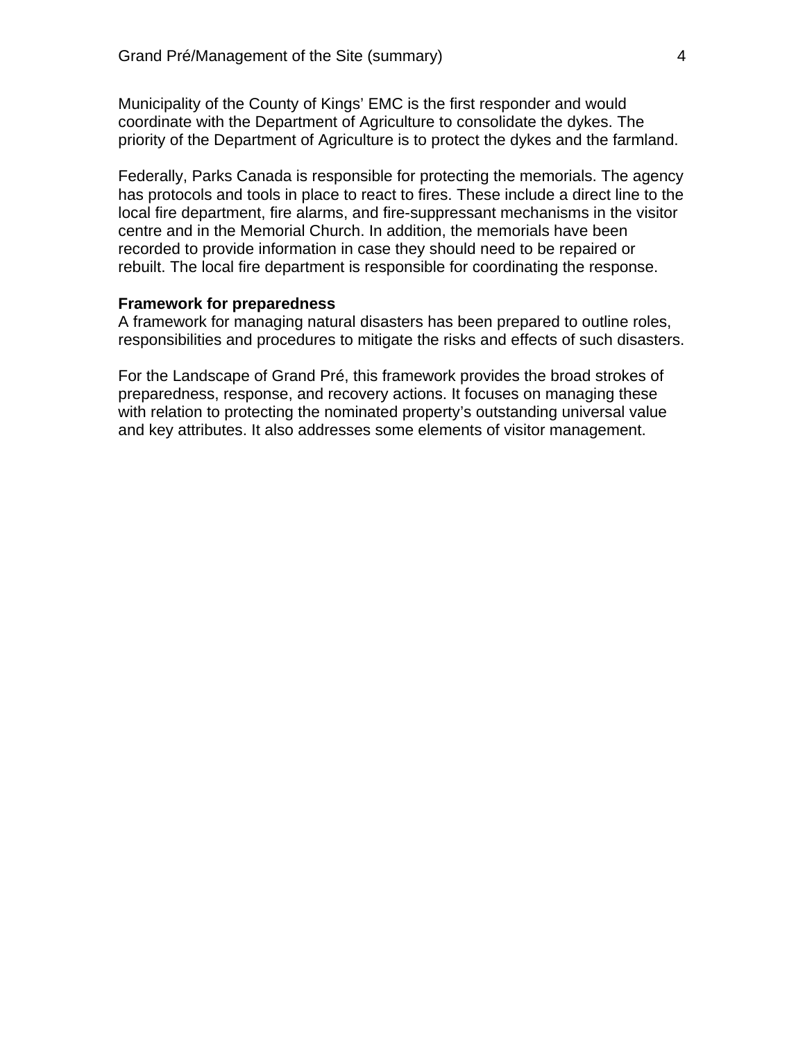Municipality of the County of Kings' EMC is the first responder and would coordinate with the Department of Agriculture to consolidate the dykes. The priority of the Department of Agriculture is to protect the dykes and the farmland.

Federally, Parks Canada is responsible for protecting the memorials. The agency has protocols and tools in place to react to fires. These include a direct line to the local fire department, fire alarms, and fire-suppressant mechanisms in the visitor centre and in the Memorial Church. In addition, the memorials have been recorded to provide information in case they should need to be repaired or rebuilt. The local fire department is responsible for coordinating the response.

**Framework for preparedness**

A framework for managing natural disasters has been prepared to outline roles, responsibilities and procedures to mitigate the risks and effects of such disasters.

For the Landscape of Grand Pré, this framework provides the broad strokes of preparedness, response, and recovery actions. It focuses on managing these with relation to protecting the nominated property's outstanding universal value and key attributes. It also addresses some elements of visitor management.